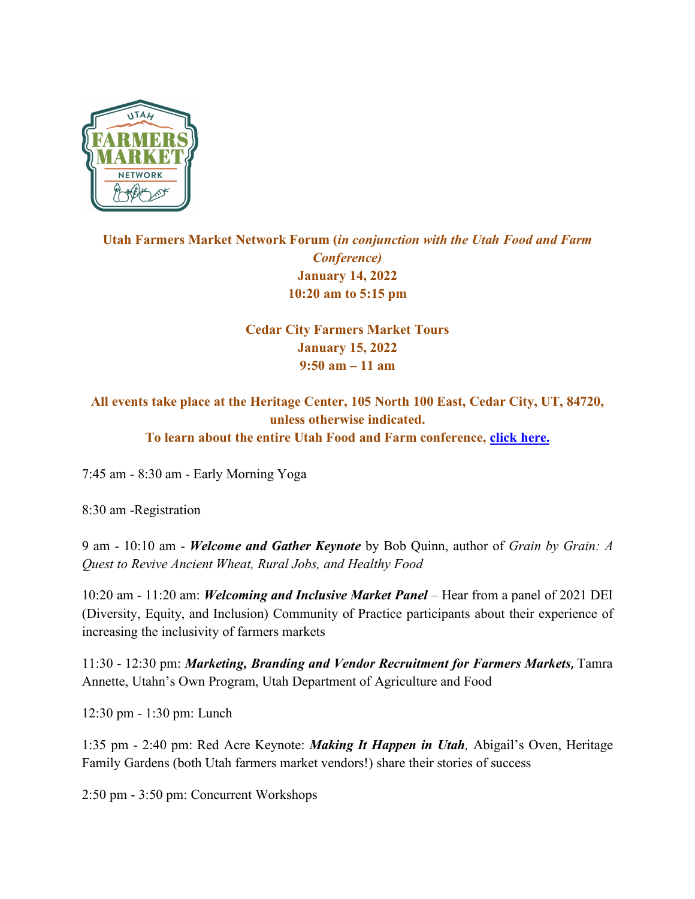**Utah Farmers Market Network Forum (*in conjunction with the Utah Food and Farm Conference)***
**January 14, 2022**
**10:20 am to 5:15 pm**

**Cedar City Farmers Market Tours**
**January 15, 2022**
**9:50 am – 11 am**

**All events take place at the Heritage Center, 105 North 100 East, Cedar City, UT, 84720, unless otherwise indicated.**
**To learn about the entire Utah Food and Farm conference, [click here.]()**

7:45 am - 8:30 am - Early Morning Yoga

8:30 am -Registration

9 am - 10:10 am - ***Welcome and Gather Keynote*** by Bob Quinn, author of *Grain by Grain: A Quest to Revive Ancient Wheat, Rural Jobs, and Healthy Food*

10:20 am - 11:20 am: ***Welcoming and Inclusive Market Panel*** – Hear from a panel of 2021 DEI (Diversity, Equity, and Inclusion) Community of Practice participants about their experience of increasing the inclusivity of farmers markets

11:30 - 12:30 pm: ***Marketing, Branding and Vendor Recruitment for Farmers Markets,*** Tamra Annette, Utahn's Own Program, Utah Department of Agriculture and Food

12:30 pm - 1:30 pm: Lunch

1:35 pm - 2:40 pm: Red Acre Keynote: ***Making It Happen in Utah****,* Abigail's Oven, Heritage Family Gardens (both Utah farmers market vendors!) share their stories of success

2:50 pm - 3:50 pm: Concurrent Workshops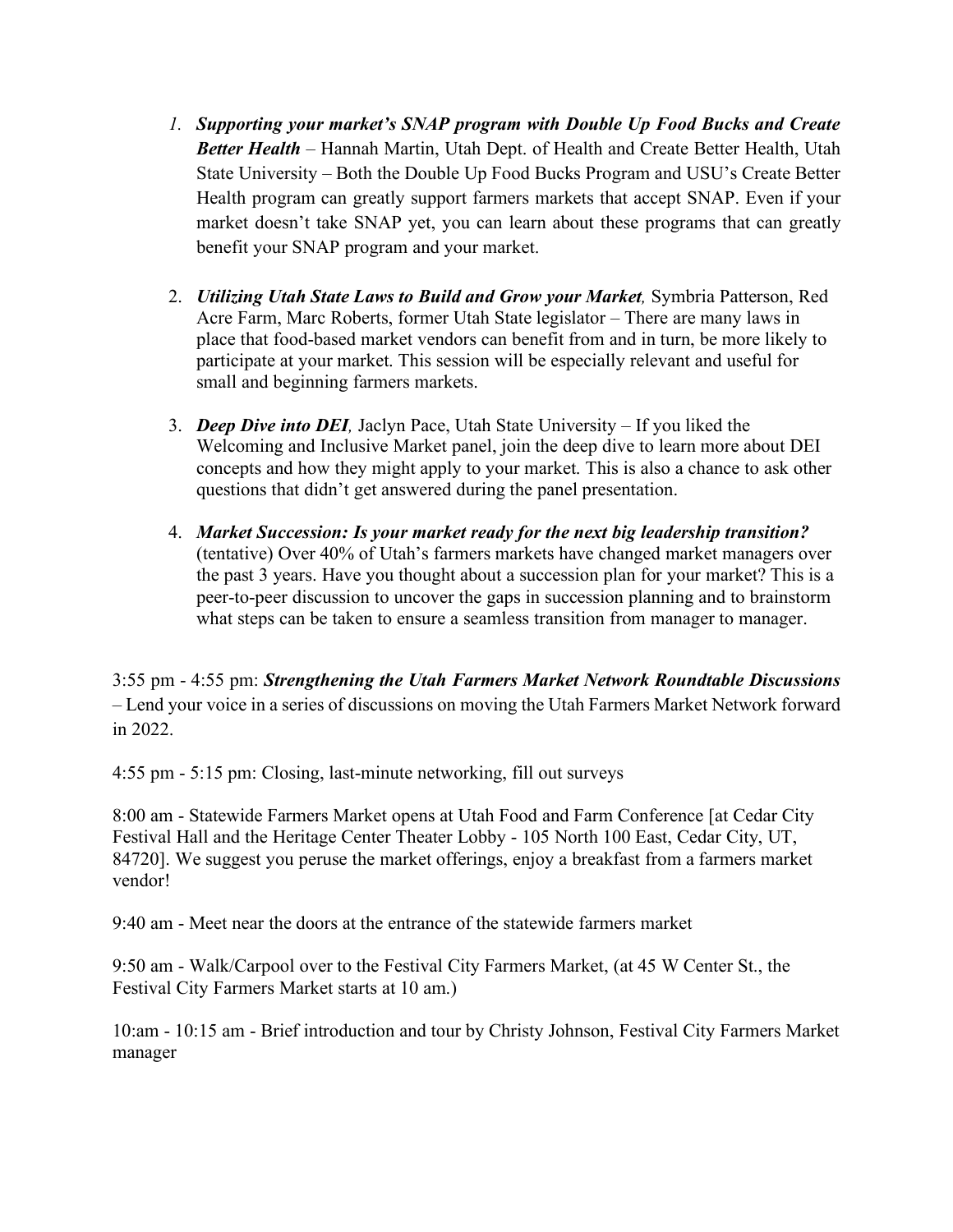1. ***Supporting your market's SNAP program with Double Up Food Bucks and Create Better Health*** – Hannah Martin, Utah Dept. of Health and Create Better Health, Utah State University – Both the Double Up Food Bucks Program and USU's Create Better Health program can greatly support farmers markets that accept SNAP. Even if your market doesn't take SNAP yet, you can learn about these programs that can greatly benefit your SNAP program and your market.

2. ***Utilizing Utah State Laws to Build and Grow your Market,*** Symbria Patterson, Red Acre Farm, Marc Roberts, former Utah State legislator – There are many laws in place that food-based market vendors can benefit from and in turn, be more likely to participate at your market. This session will be especially relevant and useful for small and beginning farmers markets.

3. ***Deep Dive into DEI,*** Jaclyn Pace, Utah State University – If you liked the Welcoming and Inclusive Market panel, join the deep dive to learn more about DEI concepts and how they might apply to your market. This is also a chance to ask other questions that didn't get answered during the panel presentation.

4. ***Market Succession: Is your market ready for the next big leadership transition?*** (tentative) Over 40% of Utah's farmers markets have changed market managers over the past 3 years. Have you thought about a succession plan for your market? This is a peer-to-peer discussion to uncover the gaps in succession planning and to brainstorm what steps can be taken to ensure a seamless transition from manager to manager.

3:55 pm - 4:55 pm: ***Strengthening the Utah Farmers Market Network Roundtable Discussions*** – Lend your voice in a series of discussions on moving the Utah Farmers Market Network forward in 2022.

4:55 pm - 5:15 pm: Closing, last-minute networking, fill out surveys

8:00 am - Statewide Farmers Market opens at Utah Food and Farm Conference [at Cedar City Festival Hall and the Heritage Center Theater Lobby - 105 North 100 East, Cedar City, UT, 84720]. We suggest you peruse the market offerings, enjoy a breakfast from a farmers market vendor!

9:40 am - Meet near the doors at the entrance of the statewide farmers market

9:50 am - Walk/Carpool over to the Festival City Farmers Market, (at 45 W Center St., the Festival City Farmers Market starts at 10 am.)

10:am - 10:15 am - Brief introduction and tour by Christy Johnson, Festival City Farmers Market manager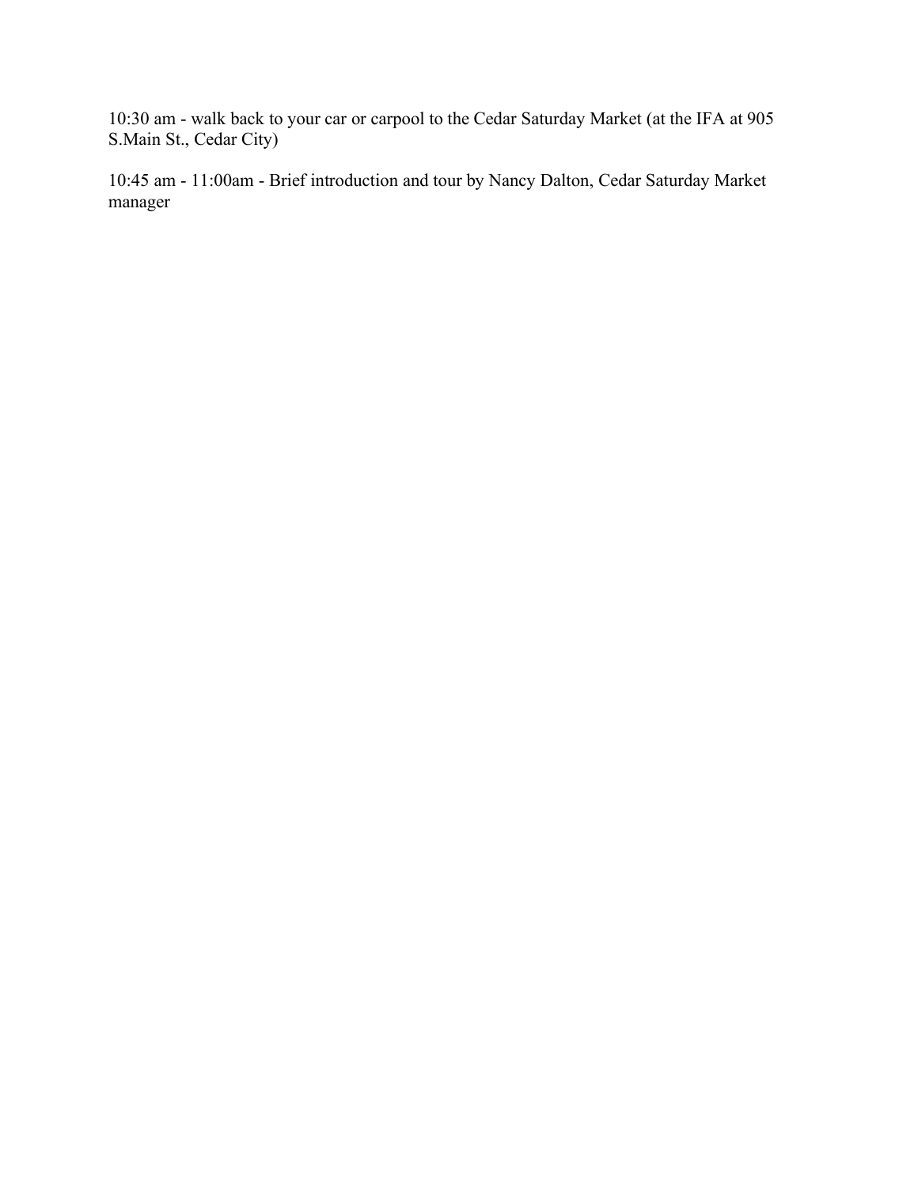10:30 am - walk back to your car or carpool to the Cedar Saturday Market (at the IFA at 905 S.Main St., Cedar City)

10:45 am - 11:00am - Brief introduction and tour by Nancy Dalton, Cedar Saturday Market manager